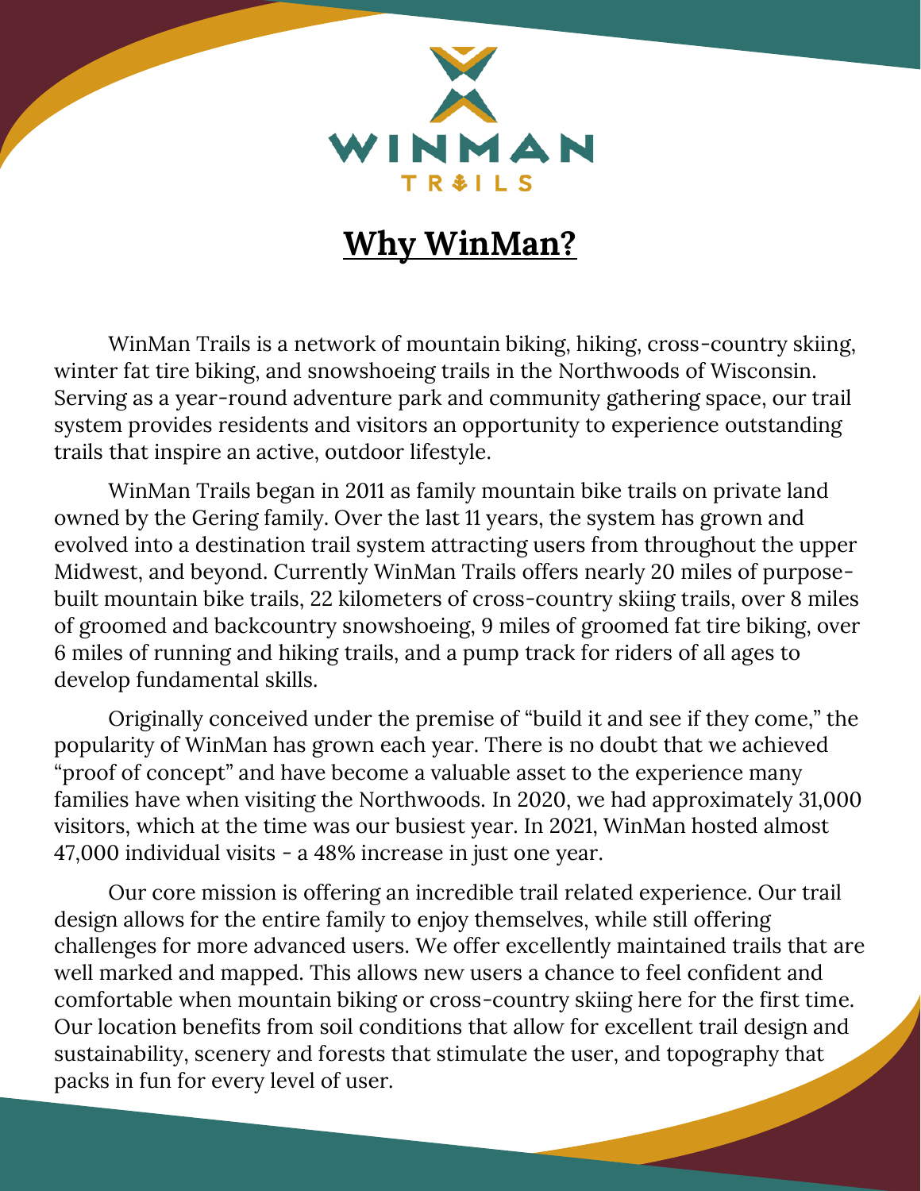WINMAN
TRAILS

# Why WinMan?

WinMan Trails is a network of mountain biking, hiking, cross-country skiing, winter fat tire biking, and snowshoeing trails in the Northwoods of Wisconsin. Serving as a year-round adventure park and community gathering space, our trail system provides residents and visitors an opportunity to experience outstanding trails that inspire an active, outdoor lifestyle.

WinMan Trails began in 2011 as family mountain bike trails on private land owned by the Gering family. Over the last 11 years, the system has grown and evolved into a destination trail system attracting users from throughout the upper Midwest, and beyond. Currently WinMan Trails offers nearly 20 miles of purpose-built mountain bike trails, 22 kilometers of cross-country skiing trails, over 8 miles of groomed and backcountry snowshoeing, 9 miles of groomed fat tire biking, over 6 miles of running and hiking trails, and a pump track for riders of all ages to develop fundamental skills.

Originally conceived under the premise of "build it and see if they come," the popularity of WinMan has grown each year. There is no doubt that we achieved "proof of concept" and have become a valuable asset to the experience many families have when visiting the Northwoods. In 2020, we had approximately 31,000 visitors, which at the time was our busiest year. In 2021, WinMan hosted almost 47,000 individual visits - a 48% increase in just one year.

Our core mission is offering an incredible trail related experience. Our trail design allows for the entire family to enjoy themselves, while still offering challenges for more advanced users. We offer excellently maintained trails that are well marked and mapped. This allows new users a chance to feel confident and comfortable when mountain biking or cross-country skiing here for the first time. Our location benefits from soil conditions that allow for excellent trail design and sustainability, scenery and forests that stimulate the user, and topography that packs in fun for every level of user.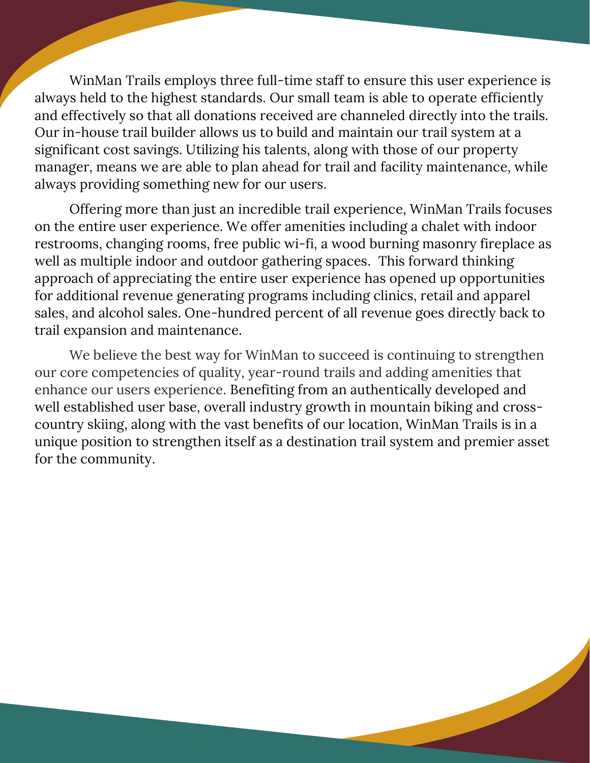WinMan Trails employs three full-time staff to ensure this user experience is always held to the highest standards. Our small team is able to operate efficiently and effectively so that all donations received are channeled directly into the trails. Our in-house trail builder allows us to build and maintain our trail system at a significant cost savings. Utilizing his talents, along with those of our property manager, means we are able to plan ahead for trail and facility maintenance, while always providing something new for our users.

Offering more than just an incredible trail experience, WinMan Trails focuses on the entire user experience. We offer amenities including a chalet with indoor restrooms, changing rooms, free public wi-fi, a wood burning masonry fireplace as well as multiple indoor and outdoor gathering spaces.  This forward thinking approach of appreciating the entire user experience has opened up opportunities for additional revenue generating programs including clinics, retail and apparel sales, and alcohol sales. One-hundred percent of all revenue goes directly back to trail expansion and maintenance.

We believe the best way for WinMan to succeed is continuing to strengthen our core competencies of quality, year-round trails and adding amenities that enhance our users experience. Benefiting from an authentically developed and well established user base, overall industry growth in mountain biking and cross-country skiing, along with the vast benefits of our location, WinMan Trails is in a unique position to strengthen itself as a destination trail system and premier asset for the community.